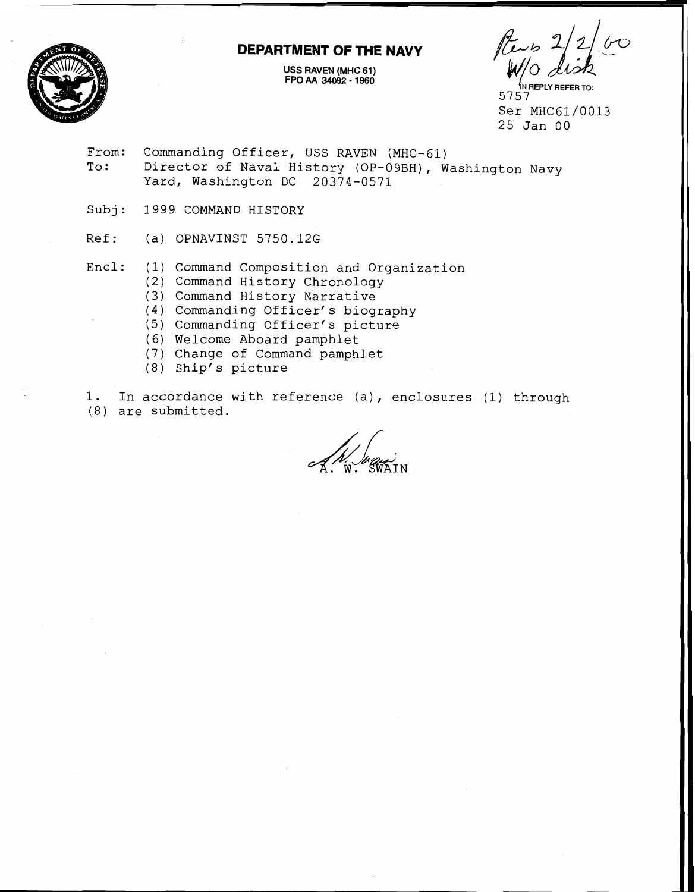**DEPARTMENT OF THE NAVY**

USS RAVEN (MHC 61)
FPO AA 34092 - 1960

Rev 2/2/00
W/O disk

IN REPLY REFER TO:
5757
Ser MHC61/0013
25 Jan 00

From: Commanding Officer, USS RAVEN (MHC-61)
To: Director of Naval History (OP-09BH), Washington Navy Yard, Washington DC 20374-0571

Subj: 1999 COMMAND HISTORY

Ref: (a) OPNAVINST 5750.12G

Encl: (1) Command Composition and Organization
(2) Command History Chronology
(3) Command History Narrative
(4) Commanding Officer's biography
(5) Commanding Officer's picture
(6) Welcome Aboard pamphlet
(7) Change of Command pamphlet
(8) Ship's picture

1. In accordance with reference (a), enclosures (1) through (8) are submitted.

A. W. SWAIN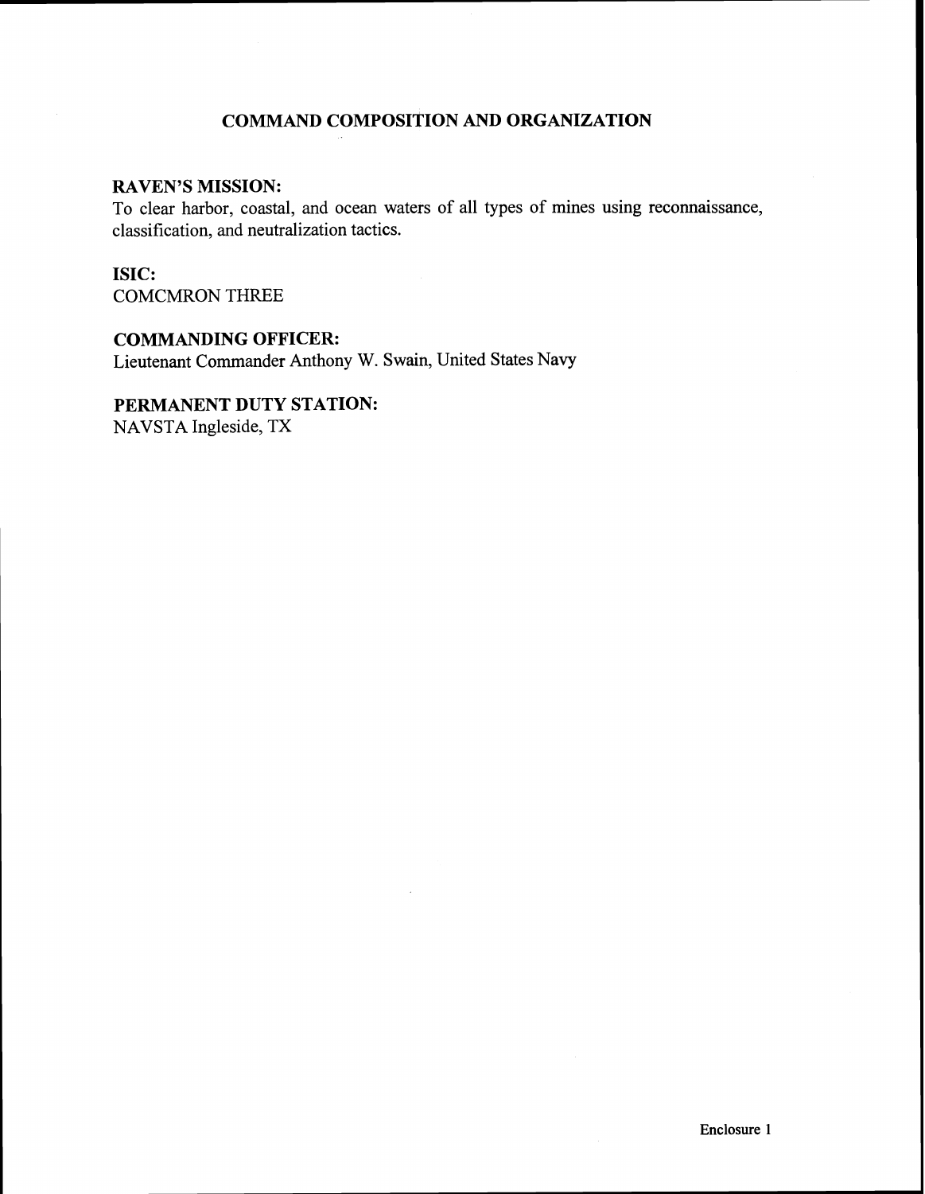# COMMAND COMPOSITION AND ORGANIZATION

**RAVEN'S MISSION:**
To clear harbor, coastal, and ocean waters of all types of mines using reconnaissance, classification, and neutralization tactics.

**ISIC:**
COMCMRON THREE

**COMMANDING OFFICER:**
Lieutenant Commander Anthony W. Swain, United States Navy

**PERMANENT DUTY STATION:**
NAVSTA Ingleside, TX

Enclosure 1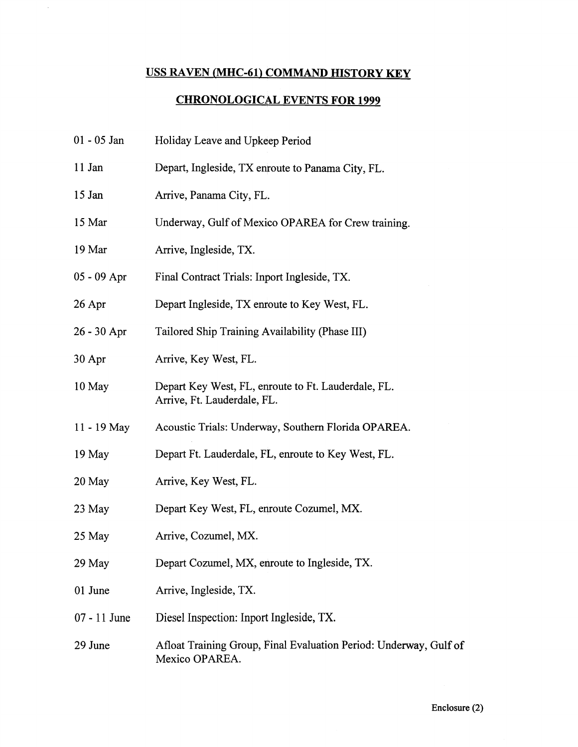# USS RAVEN (MHC-61) COMMAND HISTORY KEY

## CHRONOLOGICAL EVENTS FOR 1999

| | |
|---|---|
| 01 - 05 Jan | Holiday Leave and Upkeep Period |
| 11 Jan | Depart, Ingleside, TX enroute to Panama City, FL. |
| 15 Jan | Arrive, Panama City, FL. |
| 15 Mar | Underway, Gulf of Mexico OPAREA for Crew training. |
| 19 Mar | Arrive, Ingleside, TX. |
| 05 - 09 Apr | Final Contract Trials: Inport Ingleside, TX. |
| 26 Apr | Depart Ingleside, TX enroute to Key West, FL. |
| 26 - 30 Apr | Tailored Ship Training Availability (Phase III) |
| 30 Apr | Arrive, Key West, FL. |
| 10 May | Depart Key West, FL, enroute to Ft. Lauderdale, FL. Arrive, Ft. Lauderdale, FL. |
| 11 - 19 May | Acoustic Trials: Underway, Southern Florida OPAREA. |
| 19 May | Depart Ft. Lauderdale, FL, enroute to Key West, FL. |
| 20 May | Arrive, Key West, FL. |
| 23 May | Depart Key West, FL, enroute Cozumel, MX. |
| 25 May | Arrive, Cozumel, MX. |
| 29 May | Depart Cozumel, MX, enroute to Ingleside, TX. |
| 01 June | Arrive, Ingleside, TX. |
| 07 - 11 June | Diesel Inspection: Inport Ingleside, TX. |
| 29 June | Afloat Training Group, Final Evaluation Period: Underway, Gulf of Mexico OPAREA. |

Enclosure (2)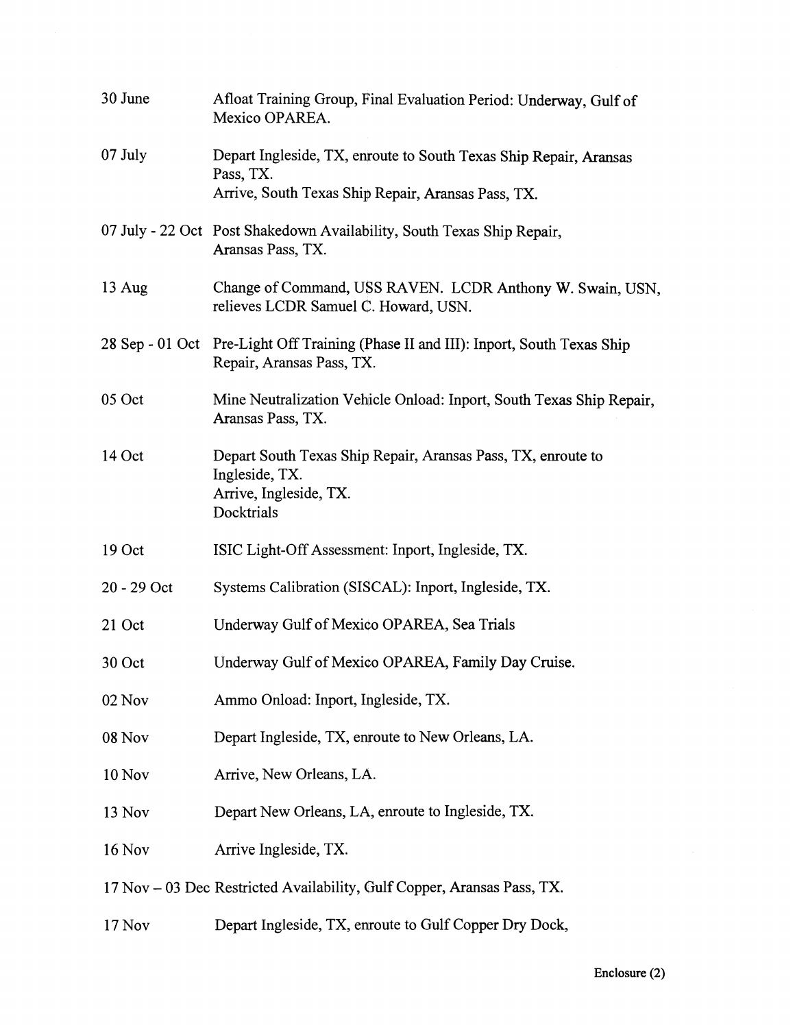| | |
|---|---|
| 30 June | Afloat Training Group, Final Evaluation Period: Underway, Gulf of Mexico OPAREA. |
| 07 July | Depart Ingleside, TX, enroute to South Texas Ship Repair, Aransas Pass, TX.<br>Arrive, South Texas Ship Repair, Aransas Pass, TX. |
| 07 July - 22 Oct | Post Shakedown Availability, South Texas Ship Repair, Aransas Pass, TX. |
| 13 Aug | Change of Command, USS RAVEN. LCDR Anthony W. Swain, USN, relieves LCDR Samuel C. Howard, USN. |
| 28 Sep - 01 Oct | Pre-Light Off Training (Phase II and III): Inport, South Texas Ship Repair, Aransas Pass, TX. |
| 05 Oct | Mine Neutralization Vehicle Onload: Inport, South Texas Ship Repair, Aransas Pass, TX. |
| 14 Oct | Depart South Texas Ship Repair, Aransas Pass, TX, enroute to Ingleside, TX.<br>Arrive, Ingleside, TX.<br>Docktrials |
| 19 Oct | ISIC Light-Off Assessment: Inport, Ingleside, TX. |
| 20 - 29 Oct | Systems Calibration (SISCAL): Inport, Ingleside, TX. |
| 21 Oct | Underway Gulf of Mexico OPAREA, Sea Trials |
| 30 Oct | Underway Gulf of Mexico OPAREA, Family Day Cruise. |
| 02 Nov | Ammo Onload: Inport, Ingleside, TX. |
| 08 Nov | Depart Ingleside, TX, enroute to New Orleans, LA. |
| 10 Nov | Arrive, New Orleans, LA. |
| 13 Nov | Depart New Orleans, LA, enroute to Ingleside, TX. |
| 16 Nov | Arrive Ingleside, TX. |
| 17 Nov – 03 Dec | Restricted Availability, Gulf Copper, Aransas Pass, TX. |
| 17 Nov | Depart Ingleside, TX, enroute to Gulf Copper Dry Dock, |

Enclosure (2)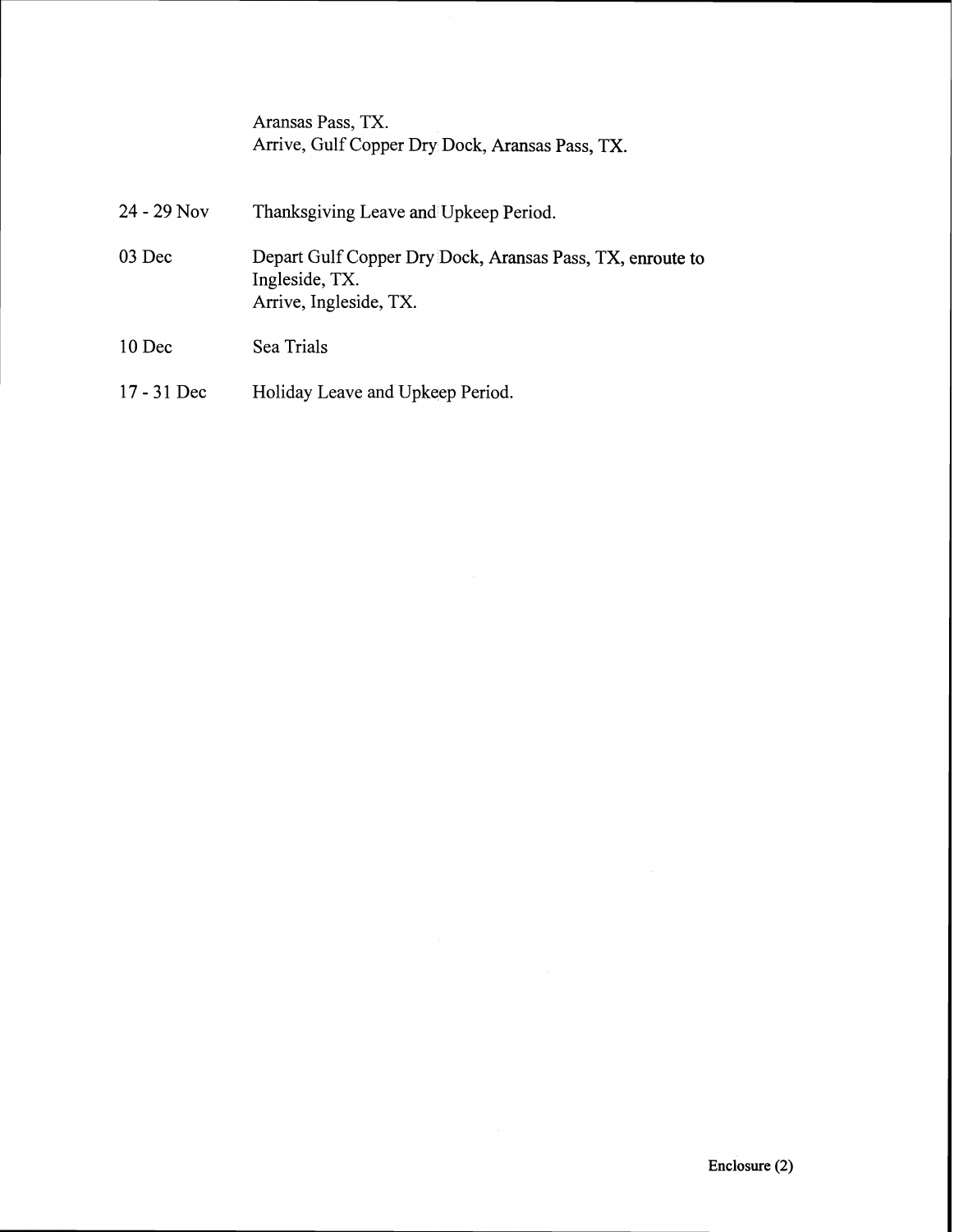| | |
|---|---|
| | Aransas Pass, TX.<br>Arrive, Gulf Copper Dry Dock, Aransas Pass, TX. |
| 24 - 29 Nov | Thanksgiving Leave and Upkeep Period. |
| 03 Dec | Depart Gulf Copper Dry Dock, Aransas Pass, TX, enroute to Ingleside, TX.<br>Arrive, Ingleside, TX. |
| 10 Dec | Sea Trials |
| 17 - 31 Dec | Holiday Leave and Upkeep Period. |

**Enclosure (2)**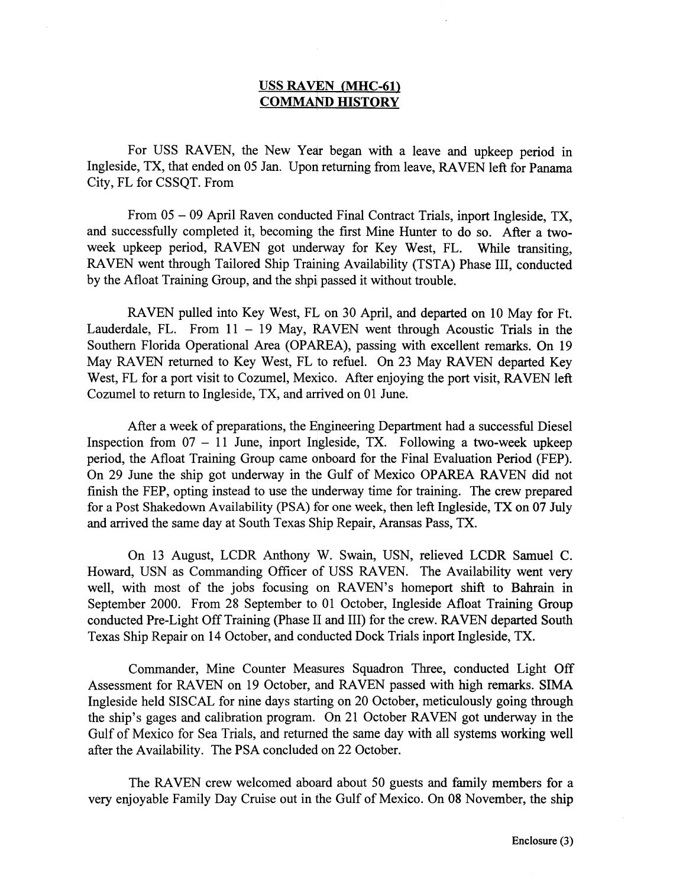**USS RAVEN (MHC-61)**
**COMMAND HISTORY**

For USS RAVEN, the New Year began with a leave and upkeep period in Ingleside, TX, that ended on 05 Jan. Upon returning from leave, RAVEN left for Panama City, FL for CSSQT. From

From 05 – 09 April Raven conducted Final Contract Trials, inport Ingleside, TX, and successfully completed it, becoming the first Mine Hunter to do so. After a two-week upkeep period, RAVEN got underway for Key West, FL. While transiting, RAVEN went through Tailored Ship Training Availability (TSTA) Phase III, conducted by the Afloat Training Group, and the shpi passed it without trouble.

RAVEN pulled into Key West, FL on 30 April, and departed on 10 May for Ft. Lauderdale, FL. From 11 – 19 May, RAVEN went through Acoustic Trials in the Southern Florida Operational Area (OPAREA), passing with excellent remarks. On 19 May RAVEN returned to Key West, FL to refuel. On 23 May RAVEN departed Key West, FL for a port visit to Cozumel, Mexico. After enjoying the port visit, RAVEN left Cozumel to return to Ingleside, TX, and arrived on 01 June.

After a week of preparations, the Engineering Department had a successful Diesel Inspection from 07 – 11 June, inport Ingleside, TX. Following a two-week upkeep period, the Afloat Training Group came onboard for the Final Evaluation Period (FEP). On 29 June the ship got underway in the Gulf of Mexico OPAREA RAVEN did not finish the FEP, opting instead to use the underway time for training. The crew prepared for a Post Shakedown Availability (PSA) for one week, then left Ingleside, TX on 07 July and arrived the same day at South Texas Ship Repair, Aransas Pass, TX.

On 13 August, LCDR Anthony W. Swain, USN, relieved LCDR Samuel C. Howard, USN as Commanding Officer of USS RAVEN. The Availability went very well, with most of the jobs focusing on RAVEN's homeport shift to Bahrain in September 2000. From 28 September to 01 October, Ingleside Afloat Training Group conducted Pre-Light Off Training (Phase II and III) for the crew. RAVEN departed South Texas Ship Repair on 14 October, and conducted Dock Trials inport Ingleside, TX.

Commander, Mine Counter Measures Squadron Three, conducted Light Off Assessment for RAVEN on 19 October, and RAVEN passed with high remarks. SIMA Ingleside held SISCAL for nine days starting on 20 October, meticulously going through the ship's gages and calibration program. On 21 October RAVEN got underway in the Gulf of Mexico for Sea Trials, and returned the same day with all systems working well after the Availability. The PSA concluded on 22 October.

The RAVEN crew welcomed aboard about 50 guests and family members for a very enjoyable Family Day Cruise out in the Gulf of Mexico. On 08 November, the ship

Enclosure (3)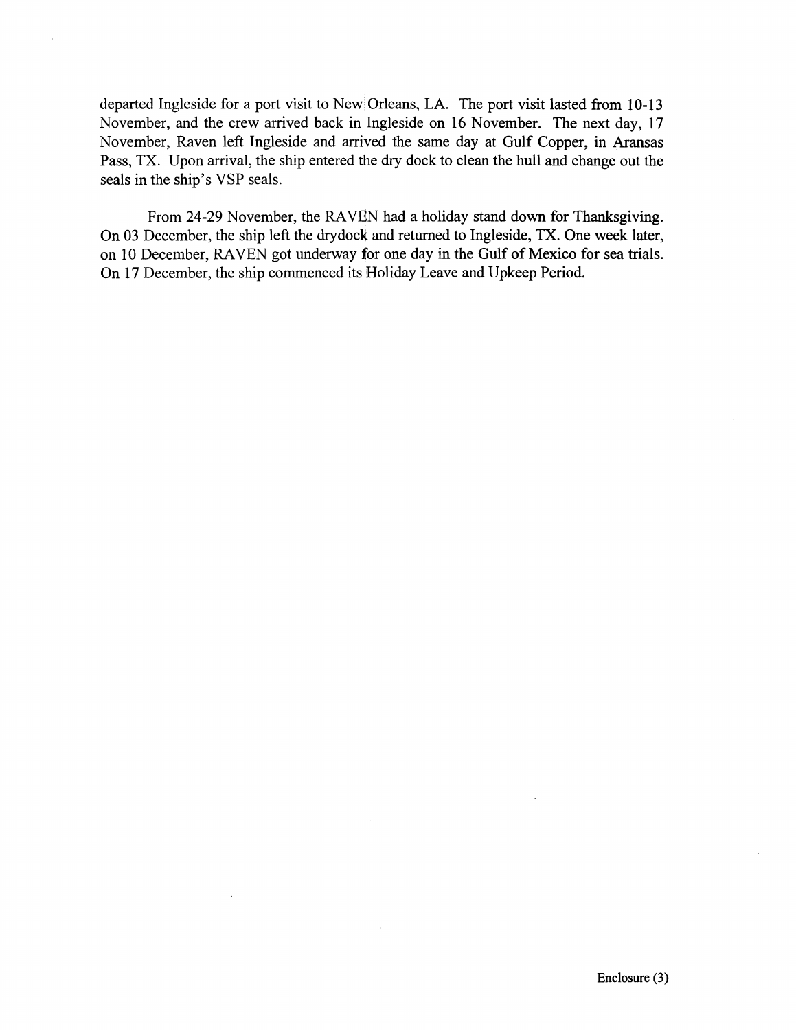departed Ingleside for a port visit to New Orleans, LA. The port visit lasted from 10-13 November, and the crew arrived back in Ingleside on 16 November. The next day, 17 November, Raven left Ingleside and arrived the same day at Gulf Copper, in Aransas Pass, TX. Upon arrival, the ship entered the dry dock to clean the hull and change out the seals in the ship's VSP seals.

From 24-29 November, the RAVEN had a holiday stand down for Thanksgiving. On 03 December, the ship left the drydock and returned to Ingleside, TX. One week later, on 10 December, RAVEN got underway for one day in the Gulf of Mexico for sea trials. On 17 December, the ship commenced its Holiday Leave and Upkeep Period.

**Enclosure (3)**